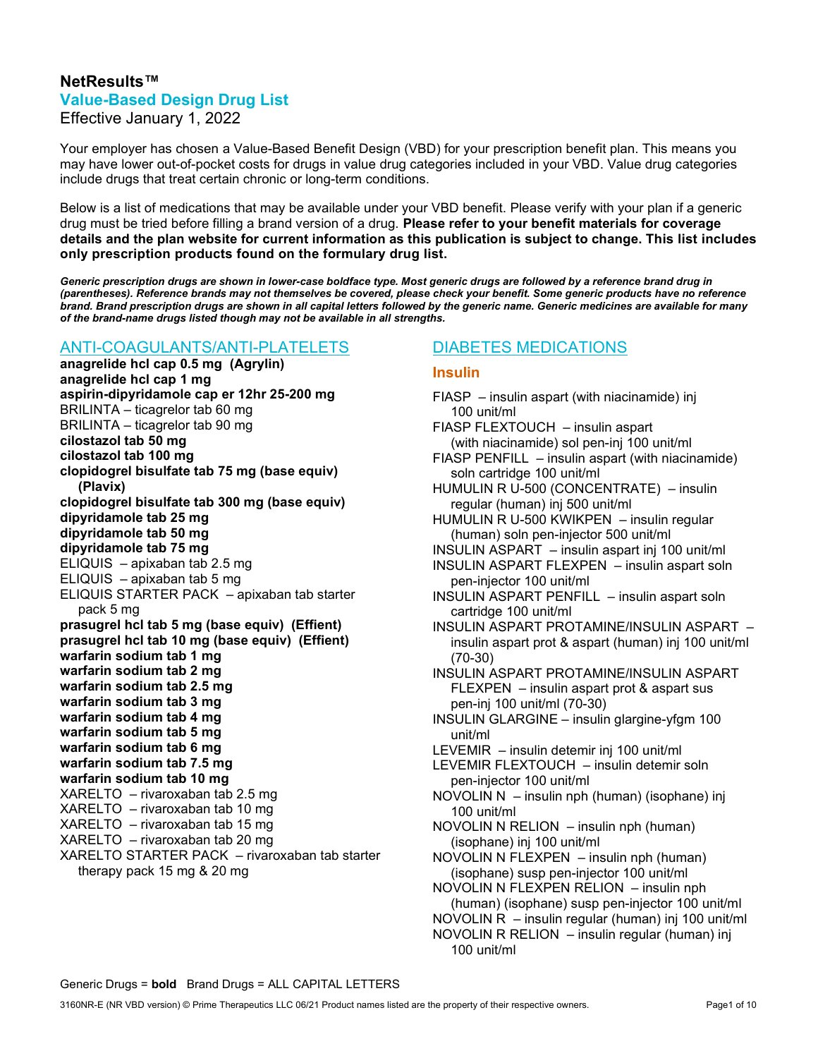# NetResults™

## Value-Based Design Drug List

Effective January 1, 2022

Your employer has chosen a Value-Based Benefit Design (VBD) for your prescription benefit plan. This means you may have lower out-of-pocket costs for drugs in value drug categories included in your VBD. Value drug categories include drugs that treat certain chronic or long-term conditions.

Below is a list of medications that may be available under your VBD benefit. Please verify with your plan if a generic drug must be tried before filling a brand version of a drug. **Please refer to your benefit materials for coverage details and the plan website for current information as this publication is subject to change. This list includes only prescription products found on the formulary drug list.**

***Generic prescription drugs are shown in lower-case boldface type. Most generic drugs are followed by a reference brand drug in (parentheses). Reference brands may not themselves be covered, please check your benefit. Some generic products have no reference brand. Brand prescription drugs are shown in all capital letters followed by the generic name. Generic medicines are available for many of the brand-name drugs listed though may not be available in all strengths.***

## ANTI-COAGULANTS/ANTI-PLATELETS

**anagrelide hcl cap 0.5 mg (Agrylin)**
**anagrelide hcl cap 1 mg**
**aspirin-dipyridamole cap er 12hr 25-200 mg**
BRILINTA – ticagrelor tab 60 mg
BRILINTA – ticagrelor tab 90 mg
**cilostazol tab 50 mg**
**cilostazol tab 100 mg**
**clopidogrel bisulfate tab 75 mg (base equiv) (Plavix)**
**clopidogrel bisulfate tab 300 mg (base equiv)**
**dipyridamole tab 25 mg**
**dipyridamole tab 50 mg**
**dipyridamole tab 75 mg**
ELIQUIS – apixaban tab 2.5 mg
ELIQUIS – apixaban tab 5 mg
ELIQUIS STARTER PACK – apixaban tab starter pack 5 mg
**prasugrel hcl tab 5 mg (base equiv) (Effient)**
**prasugrel hcl tab 10 mg (base equiv) (Effient)**
**warfarin sodium tab 1 mg**
**warfarin sodium tab 2 mg**
**warfarin sodium tab 2.5 mg**
**warfarin sodium tab 3 mg**
**warfarin sodium tab 4 mg**
**warfarin sodium tab 5 mg**
**warfarin sodium tab 6 mg**
**warfarin sodium tab 7.5 mg**
**warfarin sodium tab 10 mg**
XARELTO – rivaroxaban tab 2.5 mg
XARELTO – rivaroxaban tab 10 mg
XARELTO – rivaroxaban tab 15 mg
XARELTO – rivaroxaban tab 20 mg
XARELTO STARTER PACK – rivaroxaban tab starter therapy pack 15 mg & 20 mg

## DIABETES MEDICATIONS

### Insulin

FIASP – insulin aspart (with niacinamide) inj 100 unit/ml
FIASP FLEXTOUCH – insulin aspart (with niacinamide) sol pen-inj 100 unit/ml
FIASP PENFILL – insulin aspart (with niacinamide) soln cartridge 100 unit/ml
HUMULIN R U-500 (CONCENTRATE) – insulin regular (human) inj 500 unit/ml
HUMULIN R U-500 KWIKPEN – insulin regular (human) soln pen-injector 500 unit/ml
INSULIN ASPART – insulin aspart inj 100 unit/ml
INSULIN ASPART FLEXPEN – insulin aspart soln pen-injector 100 unit/ml
INSULIN ASPART PENFILL – insulin aspart soln cartridge 100 unit/ml
INSULIN ASPART PROTAMINE/INSULIN ASPART – insulin aspart prot & aspart (human) inj 100 unit/ml (70-30)
INSULIN ASPART PROTAMINE/INSULIN ASPART FLEXPEN – insulin aspart prot & aspart sus pen-inj 100 unit/ml (70-30)
INSULIN GLARGINE – insulin glargine-yfgm 100 unit/ml
LEVEMIR – insulin detemir inj 100 unit/ml
LEVEMIR FLEXTOUCH – insulin detemir soln pen-injector 100 unit/ml
NOVOLIN N – insulin nph (human) (isophane) inj 100 unit/ml
NOVOLIN N RELION – insulin nph (human) (isophane) inj 100 unit/ml
NOVOLIN N FLEXPEN – insulin nph (human) (isophane) susp pen-injector 100 unit/ml
NOVOLIN N FLEXPEN RELION – insulin nph (human) (isophane) susp pen-injector 100 unit/ml
NOVOLIN R – insulin regular (human) inj 100 unit/ml
NOVOLIN R RELION – insulin regular (human) inj 100 unit/ml

Generic Drugs = **bold** Brand Drugs = ALL CAPITAL LETTERS

3160NR-E (NR VBD version) © Prime Therapeutics LLC 06/21 Product names listed are the property of their respective owners.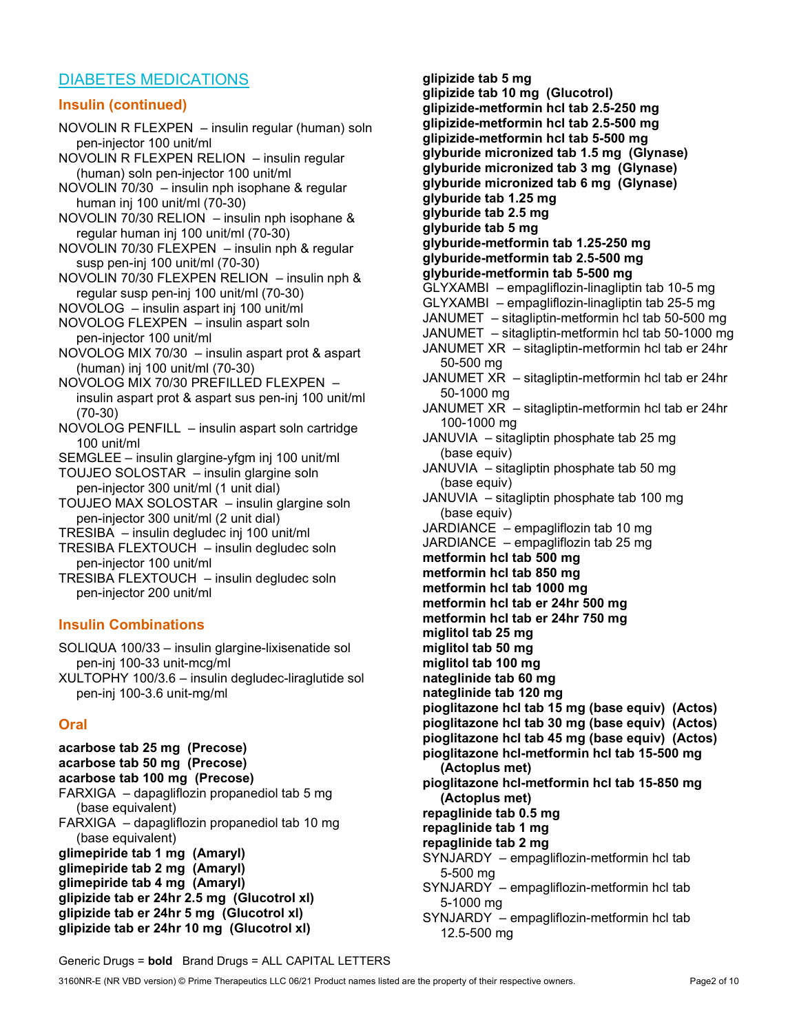## DIABETES MEDICATIONS

### Insulin (continued)

NOVOLIN R FLEXPEN – insulin regular (human) soln pen-injector 100 unit/ml
NOVOLIN R FLEXPEN RELION – insulin regular (human) soln pen-injector 100 unit/ml
NOVOLIN 70/30 – insulin nph isophane & regular human inj 100 unit/ml (70-30)
NOVOLIN 70/30 RELION – insulin nph isophane & regular human inj 100 unit/ml (70-30)
NOVOLIN 70/30 FLEXPEN – insulin nph & regular susp pen-inj 100 unit/ml (70-30)
NOVOLIN 70/30 FLEXPEN RELION – insulin nph & regular susp pen-inj 100 unit/ml (70-30)
NOVOLOG – insulin aspart inj 100 unit/ml
NOVOLOG FLEXPEN – insulin aspart soln pen-injector 100 unit/ml
NOVOLOG MIX 70/30 – insulin aspart prot & aspart (human) inj 100 unit/ml (70-30)
NOVOLOG MIX 70/30 PREFILLED FLEXPEN – insulin aspart prot & aspart sus pen-inj 100 unit/ml (70-30)
NOVOLOG PENFILL – insulin aspart soln cartridge 100 unit/ml
SEMGLEE – insulin glargine-yfgm inj 100 unit/ml
TOUJEO SOLOSTAR – insulin glargine soln pen-injector 300 unit/ml (1 unit dial)
TOUJEO MAX SOLOSTAR – insulin glargine soln pen-injector 300 unit/ml (2 unit dial)
TRESIBA – insulin degludec inj 100 unit/ml
TRESIBA FLEXTOUCH – insulin degludec soln pen-injector 100 unit/ml
TRESIBA FLEXTOUCH – insulin degludec soln pen-injector 200 unit/ml

### Insulin Combinations

SOLIQUA 100/33 – insulin glargine-lixisenatide sol pen-inj 100-33 unit-mcg/ml
XULTOPHY 100/3.6 – insulin degludec-liraglutide sol pen-inj 100-3.6 unit-mg/ml

### Oral

**acarbose tab 25 mg (Precose)**
**acarbose tab 50 mg (Precose)**
**acarbose tab 100 mg (Precose)**
FARXIGA – dapagliflozin propanediol tab 5 mg (base equivalent)
FARXIGA – dapagliflozin propanediol tab 10 mg (base equivalent)
**glimepiride tab 1 mg (Amaryl)**
**glimepiride tab 2 mg (Amaryl)**
**glimepiride tab 4 mg (Amaryl)**
**glipizide tab er 24hr 2.5 mg (Glucotrol xl)**
**glipizide tab er 24hr 5 mg (Glucotrol xl)**
**glipizide tab er 24hr 10 mg (Glucotrol xl)**
**glipizide tab 5 mg**
**glipizide tab 10 mg (Glucotrol)**
**glipizide-metformin hcl tab 2.5-250 mg**
**glipizide-metformin hcl tab 2.5-500 mg**
**glipizide-metformin hcl tab 5-500 mg**
**glyburide micronized tab 1.5 mg (Glynase)**
**glyburide micronized tab 3 mg (Glynase)**
**glyburide micronized tab 6 mg (Glynase)**
**glyburide tab 1.25 mg**
**glyburide tab 2.5 mg**
**glyburide tab 5 mg**
**glyburide-metformin tab 1.25-250 mg**
**glyburide-metformin tab 2.5-500 mg**
**glyburide-metformin tab 5-500 mg**
GLYXAMBI – empagliflozin-linagliptin tab 10-5 mg
GLYXAMBI – empagliflozin-linagliptin tab 25-5 mg
JANUMET – sitagliptin-metformin hcl tab 50-500 mg
JANUMET – sitagliptin-metformin hcl tab 50-1000 mg
JANUMET XR – sitagliptin-metformin hcl tab er 24hr 50-500 mg
JANUMET XR – sitagliptin-metformin hcl tab er 24hr 50-1000 mg
JANUMET XR – sitagliptin-metformin hcl tab er 24hr 100-1000 mg
JANUVIA – sitagliptin phosphate tab 25 mg (base equiv)
JANUVIA – sitagliptin phosphate tab 50 mg (base equiv)
JANUVIA – sitagliptin phosphate tab 100 mg (base equiv)
JARDIANCE – empagliflozin tab 10 mg
JARDIANCE – empagliflozin tab 25 mg
**metformin hcl tab 500 mg**
**metformin hcl tab 850 mg**
**metformin hcl tab 1000 mg**
**metformin hcl tab er 24hr 500 mg**
**metformin hcl tab er 24hr 750 mg**
**miglitol tab 25 mg**
**miglitol tab 50 mg**
**miglitol tab 100 mg**
**nateglinide tab 60 mg**
**nateglinide tab 120 mg**
**pioglitazone hcl tab 15 mg (base equiv) (Actos)**
**pioglitazone hcl tab 30 mg (base equiv) (Actos)**
**pioglitazone hcl tab 45 mg (base equiv) (Actos)**
**pioglitazone hcl-metformin hcl tab 15-500 mg (Actoplus met)**
**pioglitazone hcl-metformin hcl tab 15-850 mg (Actoplus met)**
**repaglinide tab 0.5 mg**
**repaglinide tab 1 mg**
**repaglinide tab 2 mg**
SYNJARDY – empagliflozin-metformin hcl tab 5-500 mg
SYNJARDY – empagliflozin-metformin hcl tab 5-1000 mg
SYNJARDY – empagliflozin-metformin hcl tab 12.5-500 mg

Generic Drugs = **bold** Brand Drugs = ALL CAPITAL LETTERS

3160NR-E (NR VBD version) © Prime Therapeutics LLC 06/21 Product names listed are the property of their respective owners.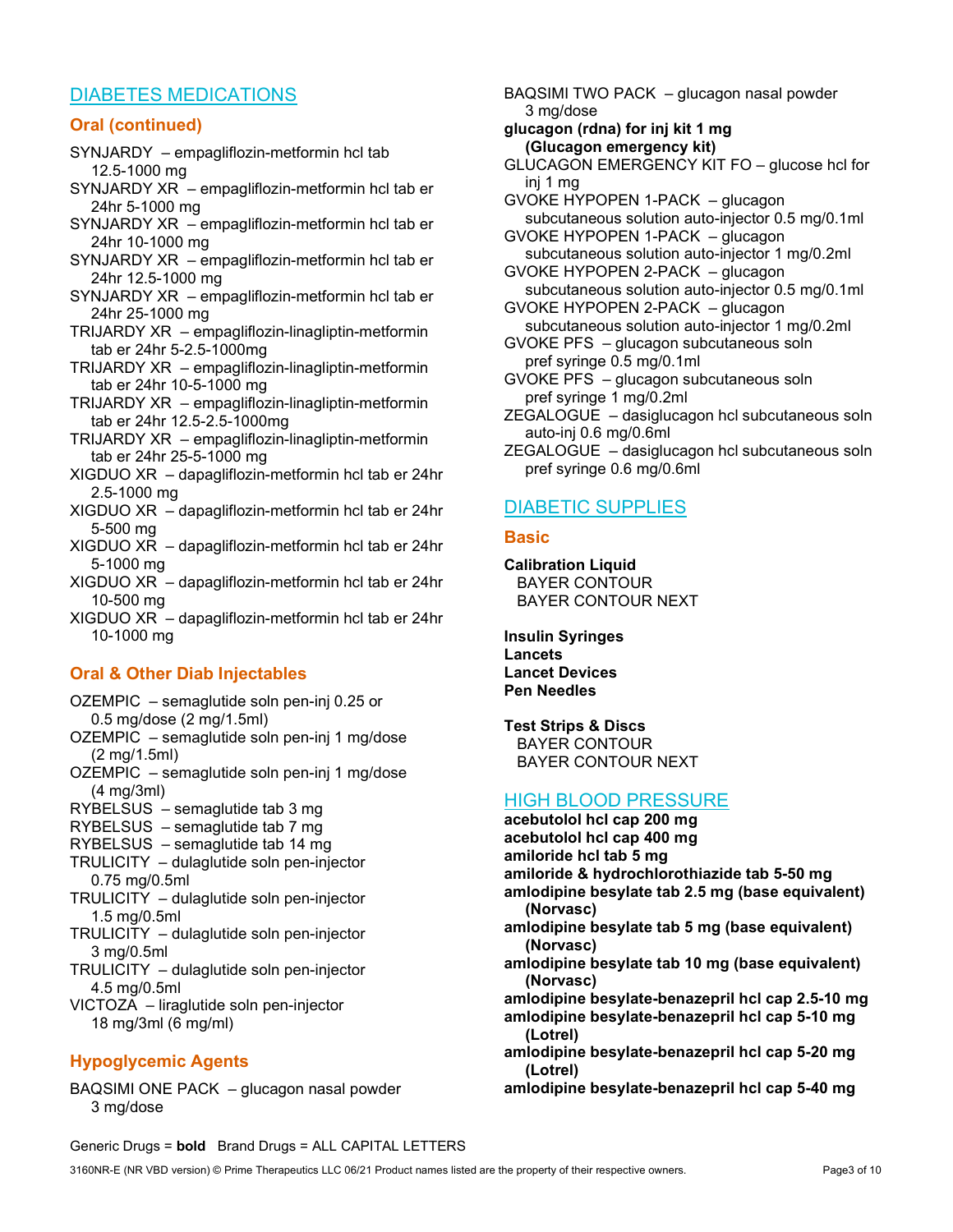## DIABETES MEDICATIONS

### Oral (continued)

SYNJARDY – empagliflozin-metformin hcl tab 12.5-1000 mg
SYNJARDY XR – empagliflozin-metformin hcl tab er 24hr 5-1000 mg
SYNJARDY XR – empagliflozin-metformin hcl tab er 24hr 10-1000 mg
SYNJARDY XR – empagliflozin-metformin hcl tab er 24hr 12.5-1000 mg
SYNJARDY XR – empagliflozin-metformin hcl tab er 24hr 25-1000 mg
TRIJARDY XR – empagliflozin-linagliptin-metformin tab er 24hr 5-2.5-1000mg
TRIJARDY XR – empagliflozin-linagliptin-metformin tab er 24hr 10-5-1000 mg
TRIJARDY XR – empagliflozin-linagliptin-metformin tab er 24hr 12.5-2.5-1000mg
TRIJARDY XR – empagliflozin-linagliptin-metformin tab er 24hr 25-5-1000 mg
XIGDUO XR – dapagliflozin-metformin hcl tab er 24hr 2.5-1000 mg
XIGDUO XR – dapagliflozin-metformin hcl tab er 24hr 5-500 mg
XIGDUO XR – dapagliflozin-metformin hcl tab er 24hr 5-1000 mg
XIGDUO XR – dapagliflozin-metformin hcl tab er 24hr 10-500 mg
XIGDUO XR – dapagliflozin-metformin hcl tab er 24hr 10-1000 mg

### Oral & Other Diab Injectables

OZEMPIC – semaglutide soln pen-inj 0.25 or 0.5 mg/dose (2 mg/1.5ml)
OZEMPIC – semaglutide soln pen-inj 1 mg/dose (2 mg/1.5ml)
OZEMPIC – semaglutide soln pen-inj 1 mg/dose (4 mg/3ml)
RYBELSUS – semaglutide tab 3 mg
RYBELSUS – semaglutide tab 7 mg
RYBELSUS – semaglutide tab 14 mg
TRULICITY – dulaglutide soln pen-injector 0.75 mg/0.5ml
TRULICITY – dulaglutide soln pen-injector 1.5 mg/0.5ml
TRULICITY – dulaglutide soln pen-injector 3 mg/0.5ml
TRULICITY – dulaglutide soln pen-injector 4.5 mg/0.5ml
VICTOZA – liraglutide soln pen-injector 18 mg/3ml (6 mg/ml)

### Hypoglycemic Agents

BAQSIMI ONE PACK – glucagon nasal powder 3 mg/dose
BAQSIMI TWO PACK – glucagon nasal powder 3 mg/dose
**glucagon (rdna) for inj kit 1 mg (Glucagon emergency kit)**
GLUCAGON EMERGENCY KIT FO – glucose hcl for inj 1 mg
GVOKE HYPOPEN 1-PACK – glucagon subcutaneous solution auto-injector 0.5 mg/0.1ml
GVOKE HYPOPEN 1-PACK – glucagon subcutaneous solution auto-injector 1 mg/0.2ml
GVOKE HYPOPEN 2-PACK – glucagon subcutaneous solution auto-injector 0.5 mg/0.1ml
GVOKE HYPOPEN 2-PACK – glucagon subcutaneous solution auto-injector 1 mg/0.2ml
GVOKE PFS – glucagon subcutaneous soln pref syringe 0.5 mg/0.1ml
GVOKE PFS – glucagon subcutaneous soln pref syringe 1 mg/0.2ml
ZEGALOGUE – dasiglucagon hcl subcutaneous soln auto-inj 0.6 mg/0.6ml
ZEGALOGUE – dasiglucagon hcl subcutaneous soln pref syringe 0.6 mg/0.6ml

## DIABETIC SUPPLIES

### Basic

**Calibration Liquid**
BAYER CONTOUR
BAYER CONTOUR NEXT

**Insulin Syringes**
**Lancets**
**Lancet Devices**
**Pen Needles**

**Test Strips & Discs**
BAYER CONTOUR
BAYER CONTOUR NEXT

## HIGH BLOOD PRESSURE

**acebutolol hcl cap 200 mg**
**acebutolol hcl cap 400 mg**
**amiloride hcl tab 5 mg**
**amiloride & hydrochlorothiazide tab 5-50 mg**
**amlodipine besylate tab 2.5 mg (base equivalent) (Norvasc)**
**amlodipine besylate tab 5 mg (base equivalent) (Norvasc)**
**amlodipine besylate tab 10 mg (base equivalent) (Norvasc)**
**amlodipine besylate-benazepril hcl cap 2.5-10 mg**
**amlodipine besylate-benazepril hcl cap 5-10 mg (Lotrel)**
**amlodipine besylate-benazepril hcl cap 5-20 mg (Lotrel)**
**amlodipine besylate-benazepril hcl cap 5-40 mg**

Generic Drugs = **bold** Brand Drugs = ALL CAPITAL LETTERS

3160NR-E (NR VBD version) © Prime Therapeutics LLC 06/21 Product names listed are the property of their respective owners.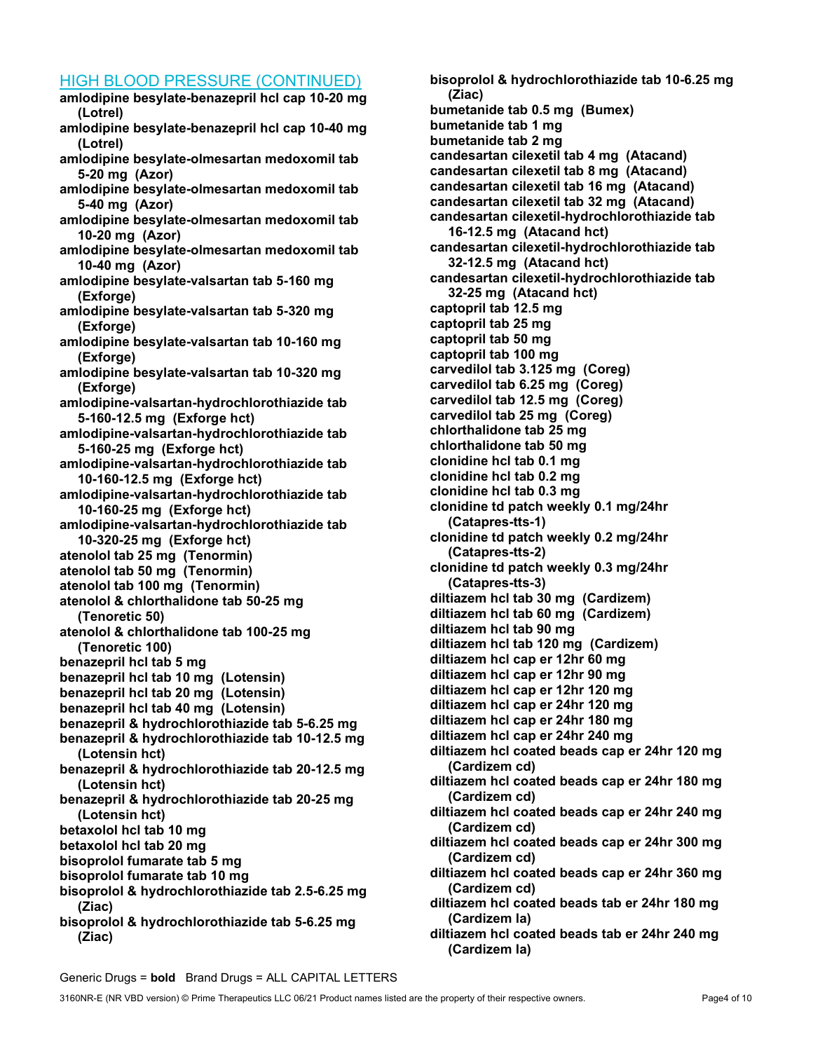## HIGH BLOOD PRESSURE (CONTINUED)

**amlodipine besylate-benazepril hcl cap 10-20 mg (Lotrel)**
**amlodipine besylate-benazepril hcl cap 10-40 mg (Lotrel)**
**amlodipine besylate-olmesartan medoxomil tab 5-20 mg (Azor)**
**amlodipine besylate-olmesartan medoxomil tab 5-40 mg (Azor)**
**amlodipine besylate-olmesartan medoxomil tab 10-20 mg (Azor)**
**amlodipine besylate-olmesartan medoxomil tab 10-40 mg (Azor)**
**amlodipine besylate-valsartan tab 5-160 mg (Exforge)**
**amlodipine besylate-valsartan tab 5-320 mg (Exforge)**
**amlodipine besylate-valsartan tab 10-160 mg (Exforge)**
**amlodipine besylate-valsartan tab 10-320 mg (Exforge)**
**amlodipine-valsartan-hydrochlorothiazide tab 5-160-12.5 mg (Exforge hct)**
**amlodipine-valsartan-hydrochlorothiazide tab 5-160-25 mg (Exforge hct)**
**amlodipine-valsartan-hydrochlorothiazide tab 10-160-12.5 mg (Exforge hct)**
**amlodipine-valsartan-hydrochlorothiazide tab 10-160-25 mg (Exforge hct)**
**amlodipine-valsartan-hydrochlorothiazide tab 10-320-25 mg (Exforge hct)**
**atenolol tab 25 mg (Tenormin)**
**atenolol tab 50 mg (Tenormin)**
**atenolol tab 100 mg (Tenormin)**
**atenolol & chlorthalidone tab 50-25 mg (Tenoretic 50)**
**atenolol & chlorthalidone tab 100-25 mg (Tenoretic 100)**
**benazepril hcl tab 5 mg**
**benazepril hcl tab 10 mg (Lotensin)**
**benazepril hcl tab 20 mg (Lotensin)**
**benazepril hcl tab 40 mg (Lotensin)**
**benazepril & hydrochlorothiazide tab 5-6.25 mg**
**benazepril & hydrochlorothiazide tab 10-12.5 mg (Lotensin hct)**
**benazepril & hydrochlorothiazide tab 20-12.5 mg (Lotensin hct)**
**benazepril & hydrochlorothiazide tab 20-25 mg (Lotensin hct)**
**betaxolol hcl tab 10 mg**
**betaxolol hcl tab 20 mg**
**bisoprolol fumarate tab 5 mg**
**bisoprolol fumarate tab 10 mg**
**bisoprolol & hydrochlorothiazide tab 2.5-6.25 mg (Ziac)**
**bisoprolol & hydrochlorothiazide tab 5-6.25 mg (Ziac)**
**bisoprolol & hydrochlorothiazide tab 10-6.25 mg (Ziac)**
**bumetanide tab 0.5 mg (Bumex)**
**bumetanide tab 1 mg**
**bumetanide tab 2 mg**
**candesartan cilexetil tab 4 mg (Atacand)**
**candesartan cilexetil tab 8 mg (Atacand)**
**candesartan cilexetil tab 16 mg (Atacand)**
**candesartan cilexetil tab 32 mg (Atacand)**
**candesartan cilexetil-hydrochlorothiazide tab 16-12.5 mg (Atacand hct)**
**candesartan cilexetil-hydrochlorothiazide tab 32-12.5 mg (Atacand hct)**
**candesartan cilexetil-hydrochlorothiazide tab 32-25 mg (Atacand hct)**
**captopril tab 12.5 mg**
**captopril tab 25 mg**
**captopril tab 50 mg**
**captopril tab 100 mg**
**carvedilol tab 3.125 mg (Coreg)**
**carvedilol tab 6.25 mg (Coreg)**
**carvedilol tab 12.5 mg (Coreg)**
**carvedilol tab 25 mg (Coreg)**
**chlorthalidone tab 25 mg**
**chlorthalidone tab 50 mg**
**clonidine hcl tab 0.1 mg**
**clonidine hcl tab 0.2 mg**
**clonidine hcl tab 0.3 mg**
**clonidine td patch weekly 0.1 mg/24hr (Catapres-tts-1)**
**clonidine td patch weekly 0.2 mg/24hr (Catapres-tts-2)**
**clonidine td patch weekly 0.3 mg/24hr (Catapres-tts-3)**
**diltiazem hcl tab 30 mg (Cardizem)**
**diltiazem hcl tab 60 mg (Cardizem)**
**diltiazem hcl tab 90 mg**
**diltiazem hcl tab 120 mg (Cardizem)**
**diltiazem hcl cap er 12hr 60 mg**
**diltiazem hcl cap er 12hr 90 mg**
**diltiazem hcl cap er 12hr 120 mg**
**diltiazem hcl cap er 24hr 120 mg**
**diltiazem hcl cap er 24hr 180 mg**
**diltiazem hcl cap er 24hr 240 mg**
**diltiazem hcl coated beads cap er 24hr 120 mg (Cardizem cd)**
**diltiazem hcl coated beads cap er 24hr 180 mg (Cardizem cd)**
**diltiazem hcl coated beads cap er 24hr 240 mg (Cardizem cd)**
**diltiazem hcl coated beads cap er 24hr 300 mg (Cardizem cd)**
**diltiazem hcl coated beads cap er 24hr 360 mg (Cardizem cd)**
**diltiazem hcl coated beads tab er 24hr 180 mg (Cardizem la)**
**diltiazem hcl coated beads tab er 24hr 240 mg (Cardizem la)**

Generic Drugs = **bold** Brand Drugs = ALL CAPITAL LETTERS

3160NR-E (NR VBD version) © Prime Therapeutics LLC 06/21 Product names listed are the property of their respective owners.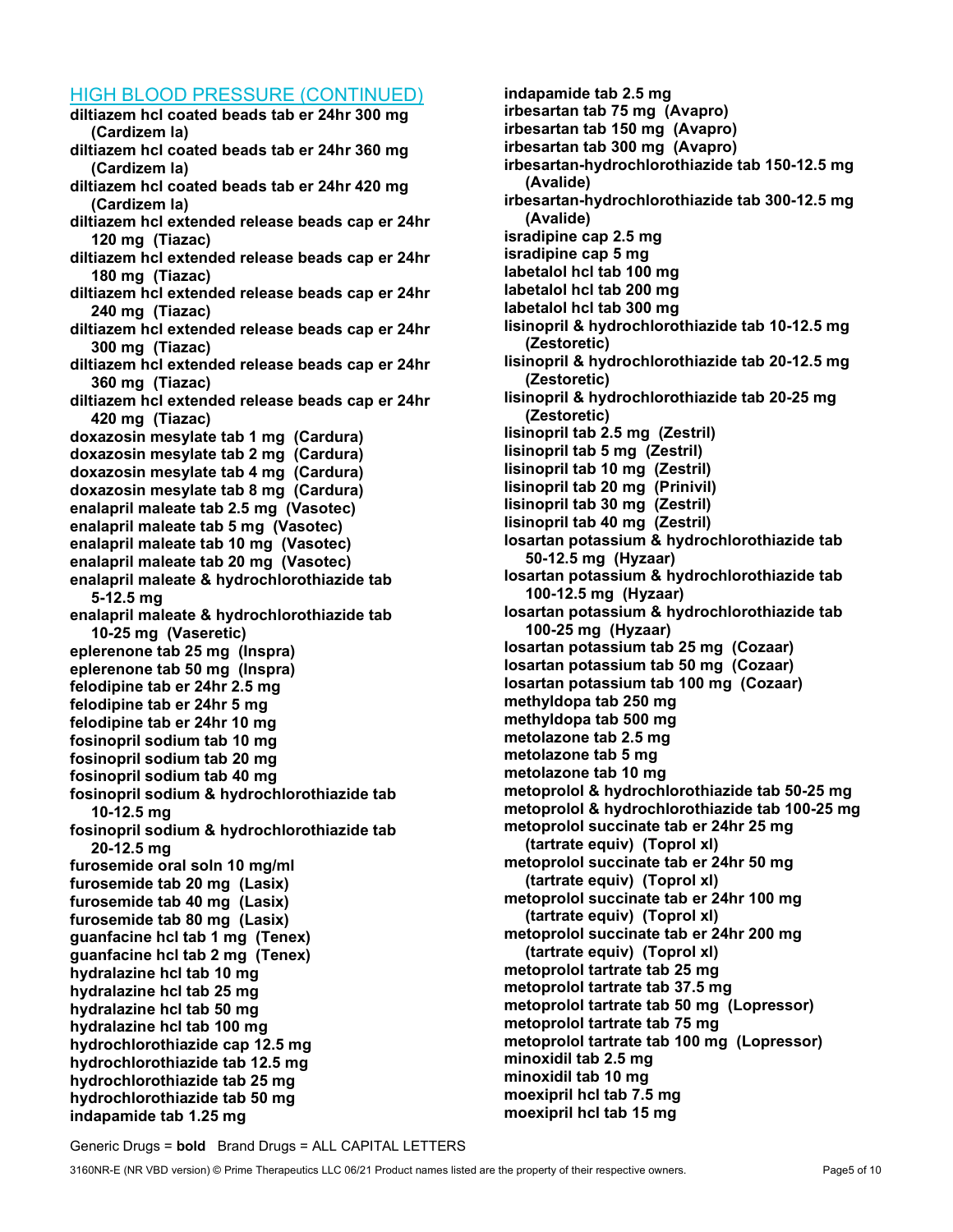## HIGH BLOOD PRESSURE (CONTINUED)

**diltiazem hcl coated beads tab er 24hr 300 mg (Cardizem la)**
**diltiazem hcl coated beads tab er 24hr 360 mg (Cardizem la)**
**diltiazem hcl coated beads tab er 24hr 420 mg (Cardizem la)**
**diltiazem hcl extended release beads cap er 24hr 120 mg (Tiazac)**
**diltiazem hcl extended release beads cap er 24hr 180 mg (Tiazac)**
**diltiazem hcl extended release beads cap er 24hr 240 mg (Tiazac)**
**diltiazem hcl extended release beads cap er 24hr 300 mg (Tiazac)**
**diltiazem hcl extended release beads cap er 24hr 360 mg (Tiazac)**
**diltiazem hcl extended release beads cap er 24hr 420 mg (Tiazac)**
**doxazosin mesylate tab 1 mg (Cardura)**
**doxazosin mesylate tab 2 mg (Cardura)**
**doxazosin mesylate tab 4 mg (Cardura)**
**doxazosin mesylate tab 8 mg (Cardura)**
**enalapril maleate tab 2.5 mg (Vasotec)**
**enalapril maleate tab 5 mg (Vasotec)**
**enalapril maleate tab 10 mg (Vasotec)**
**enalapril maleate tab 20 mg (Vasotec)**
**enalapril maleate & hydrochlorothiazide tab 5-12.5 mg**
**enalapril maleate & hydrochlorothiazide tab 10-25 mg (Vaseretic)**
**eplerenone tab 25 mg (Inspra)**
**eplerenone tab 50 mg (Inspra)**
**felodipine tab er 24hr 2.5 mg**
**felodipine tab er 24hr 5 mg**
**felodipine tab er 24hr 10 mg**
**fosinopril sodium tab 10 mg**
**fosinopril sodium tab 20 mg**
**fosinopril sodium tab 40 mg**
**fosinopril sodium & hydrochlorothiazide tab 10-12.5 mg**
**fosinopril sodium & hydrochlorothiazide tab 20-12.5 mg**
**furosemide oral soln 10 mg/ml**
**furosemide tab 20 mg (Lasix)**
**furosemide tab 40 mg (Lasix)**
**furosemide tab 80 mg (Lasix)**
**guanfacine hcl tab 1 mg (Tenex)**
**guanfacine hcl tab 2 mg (Tenex)**
**hydralazine hcl tab 10 mg**
**hydralazine hcl tab 25 mg**
**hydralazine hcl tab 50 mg**
**hydralazine hcl tab 100 mg**
**hydrochlorothiazide cap 12.5 mg**
**hydrochlorothiazide tab 12.5 mg**
**hydrochlorothiazide tab 25 mg**
**hydrochlorothiazide tab 50 mg**
**indapamide tab 1.25 mg**
**indapamide tab 2.5 mg**
**irbesartan tab 75 mg (Avapro)**
**irbesartan tab 150 mg (Avapro)**
**irbesartan tab 300 mg (Avapro)**
**irbesartan-hydrochlorothiazide tab 150-12.5 mg (Avalide)**
**irbesartan-hydrochlorothiazide tab 300-12.5 mg (Avalide)**
**isradipine cap 2.5 mg**
**isradipine cap 5 mg**
**labetalol hcl tab 100 mg**
**labetalol hcl tab 200 mg**
**labetalol hcl tab 300 mg**
**lisinopril & hydrochlorothiazide tab 10-12.5 mg (Zestoretic)**
**lisinopril & hydrochlorothiazide tab 20-12.5 mg (Zestoretic)**
**lisinopril & hydrochlorothiazide tab 20-25 mg (Zestoretic)**
**lisinopril tab 2.5 mg (Zestril)**
**lisinopril tab 5 mg (Zestril)**
**lisinopril tab 10 mg (Zestril)**
**lisinopril tab 20 mg (Prinivil)**
**lisinopril tab 30 mg (Zestril)**
**lisinopril tab 40 mg (Zestril)**
**losartan potassium & hydrochlorothiazide tab 50-12.5 mg (Hyzaar)**
**losartan potassium & hydrochlorothiazide tab 100-12.5 mg (Hyzaar)**
**losartan potassium & hydrochlorothiazide tab 100-25 mg (Hyzaar)**
**losartan potassium tab 25 mg (Cozaar)**
**losartan potassium tab 50 mg (Cozaar)**
**losartan potassium tab 100 mg (Cozaar)**
**methyldopa tab 250 mg**
**methyldopa tab 500 mg**
**metolazone tab 2.5 mg**
**metolazone tab 5 mg**
**metolazone tab 10 mg**
**metoprolol & hydrochlorothiazide tab 50-25 mg**
**metoprolol & hydrochlorothiazide tab 100-25 mg**
**metoprolol succinate tab er 24hr 25 mg (tartrate equiv) (Toprol xl)**
**metoprolol succinate tab er 24hr 50 mg (tartrate equiv) (Toprol xl)**
**metoprolol succinate tab er 24hr 100 mg (tartrate equiv) (Toprol xl)**
**metoprolol succinate tab er 24hr 200 mg (tartrate equiv) (Toprol xl)**
**metoprolol tartrate tab 25 mg**
**metoprolol tartrate tab 37.5 mg**
**metoprolol tartrate tab 50 mg (Lopressor)**
**metoprolol tartrate tab 75 mg**
**metoprolol tartrate tab 100 mg (Lopressor)**
**minoxidil tab 2.5 mg**
**minoxidil tab 10 mg**
**moexipril hcl tab 7.5 mg**
**moexipril hcl tab 15 mg**

Generic Drugs = **bold** Brand Drugs = ALL CAPITAL LETTERS

3160NR-E (NR VBD version) © Prime Therapeutics LLC 06/21 Product names listed are the property of their respective owners.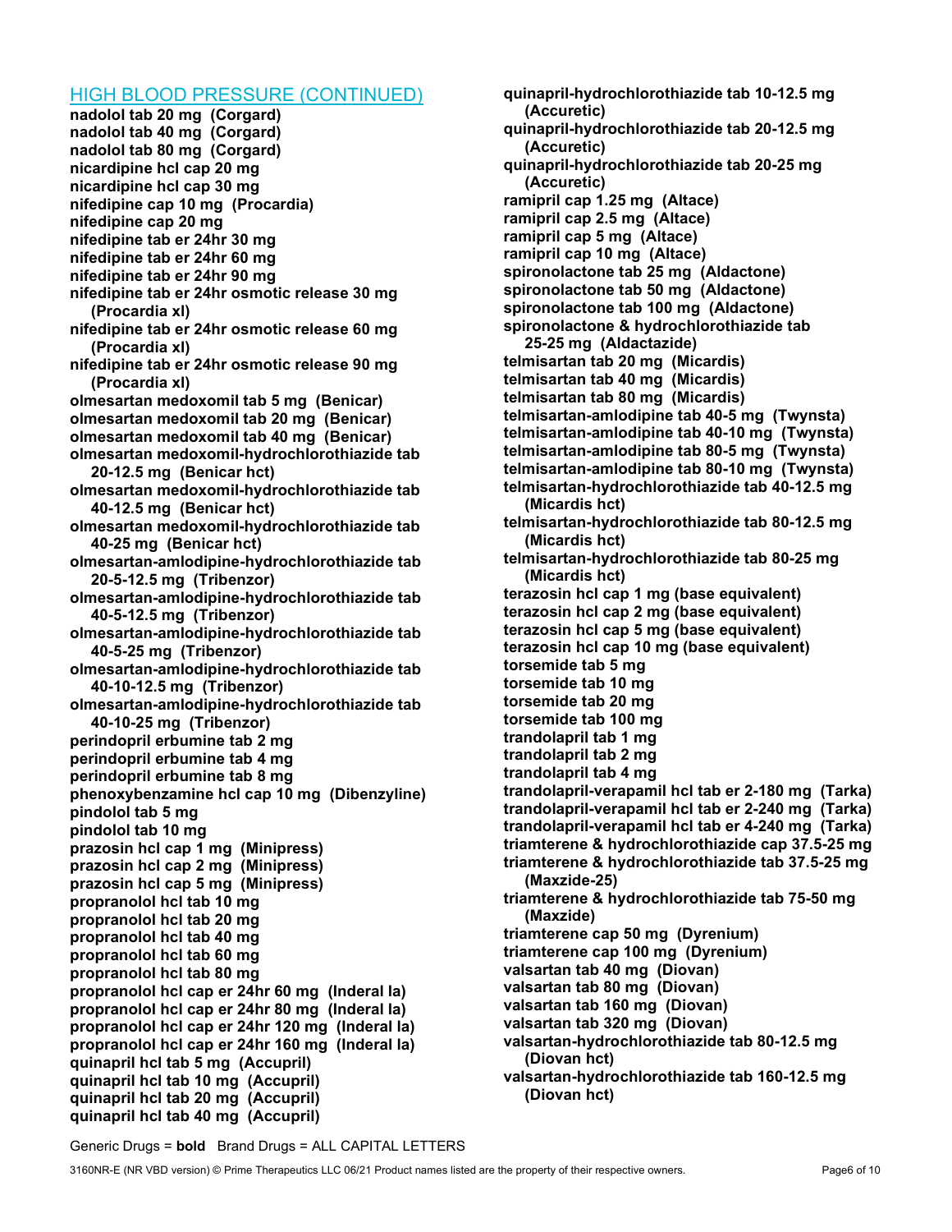## HIGH BLOOD PRESSURE (CONTINUED)

**nadolol tab 20 mg (Corgard)**
**nadolol tab 40 mg (Corgard)**
**nadolol tab 80 mg (Corgard)**
**nicardipine hcl cap 20 mg**
**nicardipine hcl cap 30 mg**
**nifedipine cap 10 mg (Procardia)**
**nifedipine cap 20 mg**
**nifedipine tab er 24hr 30 mg**
**nifedipine tab er 24hr 60 mg**
**nifedipine tab er 24hr 90 mg**
**nifedipine tab er 24hr osmotic release 30 mg (Procardia xl)**
**nifedipine tab er 24hr osmotic release 60 mg (Procardia xl)**
**nifedipine tab er 24hr osmotic release 90 mg (Procardia xl)**
**olmesartan medoxomil tab 5 mg (Benicar)**
**olmesartan medoxomil tab 20 mg (Benicar)**
**olmesartan medoxomil tab 40 mg (Benicar)**
**olmesartan medoxomil-hydrochlorothiazide tab 20-12.5 mg (Benicar hct)**
**olmesartan medoxomil-hydrochlorothiazide tab 40-12.5 mg (Benicar hct)**
**olmesartan medoxomil-hydrochlorothiazide tab 40-25 mg (Benicar hct)**
**olmesartan-amlodipine-hydrochlorothiazide tab 20-5-12.5 mg (Tribenzor)**
**olmesartan-amlodipine-hydrochlorothiazide tab 40-5-12.5 mg (Tribenzor)**
**olmesartan-amlodipine-hydrochlorothiazide tab 40-5-25 mg (Tribenzor)**
**olmesartan-amlodipine-hydrochlorothiazide tab 40-10-12.5 mg (Tribenzor)**
**olmesartan-amlodipine-hydrochlorothiazide tab 40-10-25 mg (Tribenzor)**
**perindopril erbumine tab 2 mg**
**perindopril erbumine tab 4 mg**
**perindopril erbumine tab 8 mg**
**phenoxybenzamine hcl cap 10 mg (Dibenzyline)**
**pindolol tab 5 mg**
**pindolol tab 10 mg**
**prazosin hcl cap 1 mg (Minipress)**
**prazosin hcl cap 2 mg (Minipress)**
**prazosin hcl cap 5 mg (Minipress)**
**propranolol hcl tab 10 mg**
**propranolol hcl tab 20 mg**
**propranolol hcl tab 40 mg**
**propranolol hcl tab 60 mg**
**propranolol hcl tab 80 mg**
**propranolol hcl cap er 24hr 60 mg (Inderal la)**
**propranolol hcl cap er 24hr 80 mg (Inderal la)**
**propranolol hcl cap er 24hr 120 mg (Inderal la)**
**propranolol hcl cap er 24hr 160 mg (Inderal la)**
**quinapril hcl tab 5 mg (Accupril)**
**quinapril hcl tab 10 mg (Accupril)**
**quinapril hcl tab 20 mg (Accupril)**
**quinapril hcl tab 40 mg (Accupril)**
**quinapril-hydrochlorothiazide tab 10-12.5 mg (Accuretic)**
**quinapril-hydrochlorothiazide tab 20-12.5 mg (Accuretic)**
**quinapril-hydrochlorothiazide tab 20-25 mg (Accuretic)**
**ramipril cap 1.25 mg (Altace)**
**ramipril cap 2.5 mg (Altace)**
**ramipril cap 5 mg (Altace)**
**ramipril cap 10 mg (Altace)**
**spironolactone tab 25 mg (Aldactone)**
**spironolactone tab 50 mg (Aldactone)**
**spironolactone tab 100 mg (Aldactone)**
**spironolactone & hydrochlorothiazide tab 25-25 mg (Aldactazide)**
**telmisartan tab 20 mg (Micardis)**
**telmisartan tab 40 mg (Micardis)**
**telmisartan tab 80 mg (Micardis)**
**telmisartan-amlodipine tab 40-5 mg (Twynsta)**
**telmisartan-amlodipine tab 40-10 mg (Twynsta)**
**telmisartan-amlodipine tab 80-5 mg (Twynsta)**
**telmisartan-amlodipine tab 80-10 mg (Twynsta)**
**telmisartan-hydrochlorothiazide tab 40-12.5 mg (Micardis hct)**
**telmisartan-hydrochlorothiazide tab 80-12.5 mg (Micardis hct)**
**telmisartan-hydrochlorothiazide tab 80-25 mg (Micardis hct)**
**terazosin hcl cap 1 mg (base equivalent)**
**terazosin hcl cap 2 mg (base equivalent)**
**terazosin hcl cap 5 mg (base equivalent)**
**terazosin hcl cap 10 mg (base equivalent)**
**torsemide tab 5 mg**
**torsemide tab 10 mg**
**torsemide tab 20 mg**
**torsemide tab 100 mg**
**trandolapril tab 1 mg**
**trandolapril tab 2 mg**
**trandolapril tab 4 mg**
**trandolapril-verapamil hcl tab er 2-180 mg (Tarka)**
**trandolapril-verapamil hcl tab er 2-240 mg (Tarka)**
**trandolapril-verapamil hcl tab er 4-240 mg (Tarka)**
**triamterene & hydrochlorothiazide cap 37.5-25 mg**
**triamterene & hydrochlorothiazide tab 37.5-25 mg (Maxzide-25)**
**triamterene & hydrochlorothiazide tab 75-50 mg (Maxzide)**
**triamterene cap 50 mg (Dyrenium)**
**triamterene cap 100 mg (Dyrenium)**
**valsartan tab 40 mg (Diovan)**
**valsartan tab 80 mg (Diovan)**
**valsartan tab 160 mg (Diovan)**
**valsartan tab 320 mg (Diovan)**
**valsartan-hydrochlorothiazide tab 80-12.5 mg (Diovan hct)**
**valsartan-hydrochlorothiazide tab 160-12.5 mg (Diovan hct)**

Generic Drugs = **bold** Brand Drugs = ALL CAPITAL LETTERS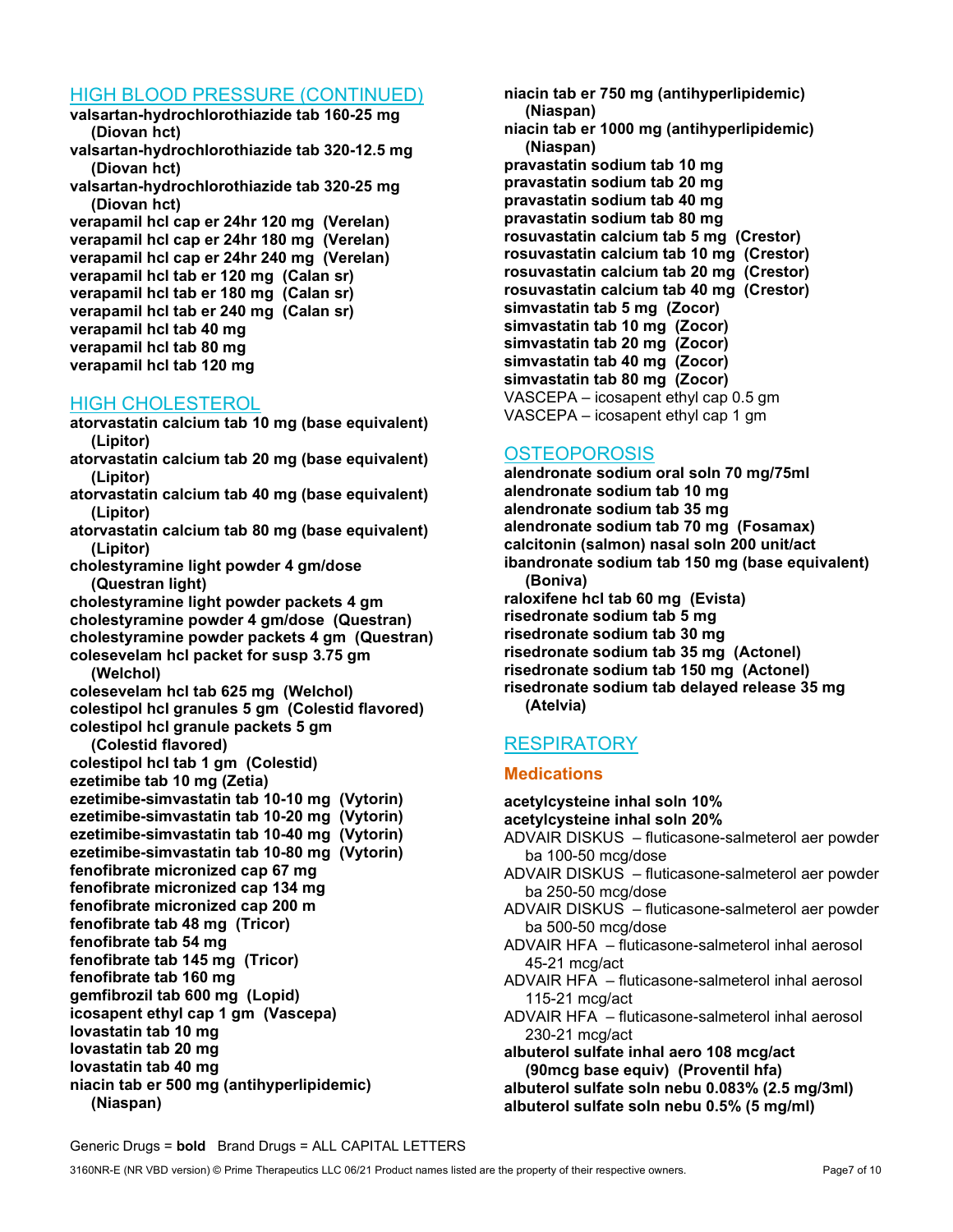## HIGH BLOOD PRESSURE (CONTINUED)

**valsartan-hydrochlorothiazide tab 160-25 mg (Diovan hct)**
**valsartan-hydrochlorothiazide tab 320-12.5 mg (Diovan hct)**
**valsartan-hydrochlorothiazide tab 320-25 mg (Diovan hct)**
**verapamil hcl cap er 24hr 120 mg (Verelan)**
**verapamil hcl cap er 24hr 180 mg (Verelan)**
**verapamil hcl cap er 24hr 240 mg (Verelan)**
**verapamil hcl tab er 120 mg (Calan sr)**
**verapamil hcl tab er 180 mg (Calan sr)**
**verapamil hcl tab er 240 mg (Calan sr)**
**verapamil hcl tab 40 mg**
**verapamil hcl tab 80 mg**
**verapamil hcl tab 120 mg**

## HIGH CHOLESTEROL

**atorvastatin calcium tab 10 mg (base equivalent) (Lipitor)**
**atorvastatin calcium tab 20 mg (base equivalent) (Lipitor)**
**atorvastatin calcium tab 40 mg (base equivalent) (Lipitor)**
**atorvastatin calcium tab 80 mg (base equivalent) (Lipitor)**
**cholestyramine light powder 4 gm/dose (Questran light)**
**cholestyramine light powder packets 4 gm**
**cholestyramine powder 4 gm/dose (Questran)**
**cholestyramine powder packets 4 gm (Questran)**
**colesevelam hcl packet for susp 3.75 gm (Welchol)**
**colesevelam hcl tab 625 mg (Welchol)**
**colestipol hcl granules 5 gm (Colestid flavored)**
**colestipol hcl granule packets 5 gm (Colestid flavored)**
**colestipol hcl tab 1 gm (Colestid)**
**ezetimibe tab 10 mg (Zetia)**
**ezetimibe-simvastatin tab 10-10 mg (Vytorin)**
**ezetimibe-simvastatin tab 10-20 mg (Vytorin)**
**ezetimibe-simvastatin tab 10-40 mg (Vytorin)**
**ezetimibe-simvastatin tab 10-80 mg (Vytorin)**
**fenofibrate micronized cap 67 mg**
**fenofibrate micronized cap 134 mg**
**fenofibrate micronized cap 200 m**
**fenofibrate tab 48 mg (Tricor)**
**fenofibrate tab 54 mg**
**fenofibrate tab 145 mg (Tricor)**
**fenofibrate tab 160 mg**
**gemfibrozil tab 600 mg (Lopid)**
**icosapent ethyl cap 1 gm (Vascepa)**
**lovastatin tab 10 mg**
**lovastatin tab 20 mg**
**lovastatin tab 40 mg**
**niacin tab er 500 mg (antihyperlipidemic) (Niaspan)**
**niacin tab er 750 mg (antihyperlipidemic) (Niaspan)**
**niacin tab er 1000 mg (antihyperlipidemic) (Niaspan)**
**pravastatin sodium tab 10 mg**
**pravastatin sodium tab 20 mg**
**pravastatin sodium tab 40 mg**
**pravastatin sodium tab 80 mg**
**rosuvastatin calcium tab 5 mg (Crestor)**
**rosuvastatin calcium tab 10 mg (Crestor)**
**rosuvastatin calcium tab 20 mg (Crestor)**
**rosuvastatin calcium tab 40 mg (Crestor)**
**simvastatin tab 5 mg (Zocor)**
**simvastatin tab 10 mg (Zocor)**
**simvastatin tab 20 mg (Zocor)**
**simvastatin tab 40 mg (Zocor)**
**simvastatin tab 80 mg (Zocor)**
VASCEPA – icosapent ethyl cap 0.5 gm
VASCEPA – icosapent ethyl cap 1 gm

## OSTEOPOROSIS

**alendronate sodium oral soln 70 mg/75ml**
**alendronate sodium tab 10 mg**
**alendronate sodium tab 35 mg**
**alendronate sodium tab 70 mg (Fosamax)**
**calcitonin (salmon) nasal soln 200 unit/act**
**ibandronate sodium tab 150 mg (base equivalent) (Boniva)**
**raloxifene hcl tab 60 mg (Evista)**
**risedronate sodium tab 5 mg**
**risedronate sodium tab 30 mg**
**risedronate sodium tab 35 mg (Actonel)**
**risedronate sodium tab 150 mg (Actonel)**
**risedronate sodium tab delayed release 35 mg (Atelvia)**

## RESPIRATORY

### Medications

**acetylcysteine inhal soln 10%**
**acetylcysteine inhal soln 20%**
ADVAIR DISKUS – fluticasone-salmeterol aer powder ba 100-50 mcg/dose
ADVAIR DISKUS – fluticasone-salmeterol aer powder ba 250-50 mcg/dose
ADVAIR DISKUS – fluticasone-salmeterol aer powder ba 500-50 mcg/dose
ADVAIR HFA – fluticasone-salmeterol inhal aerosol 45-21 mcg/act
ADVAIR HFA – fluticasone-salmeterol inhal aerosol 115-21 mcg/act
ADVAIR HFA – fluticasone-salmeterol inhal aerosol 230-21 mcg/act
**albuterol sulfate inhal aero 108 mcg/act (90mcg base equiv) (Proventil hfa)**
**albuterol sulfate soln nebu 0.083% (2.5 mg/3ml)**
**albuterol sulfate soln nebu 0.5% (5 mg/ml)**

Generic Drugs = **bold** Brand Drugs = ALL CAPITAL LETTERS

3160NR-E (NR VBD version) © Prime Therapeutics LLC 06/21 Product names listed are the property of their respective owners.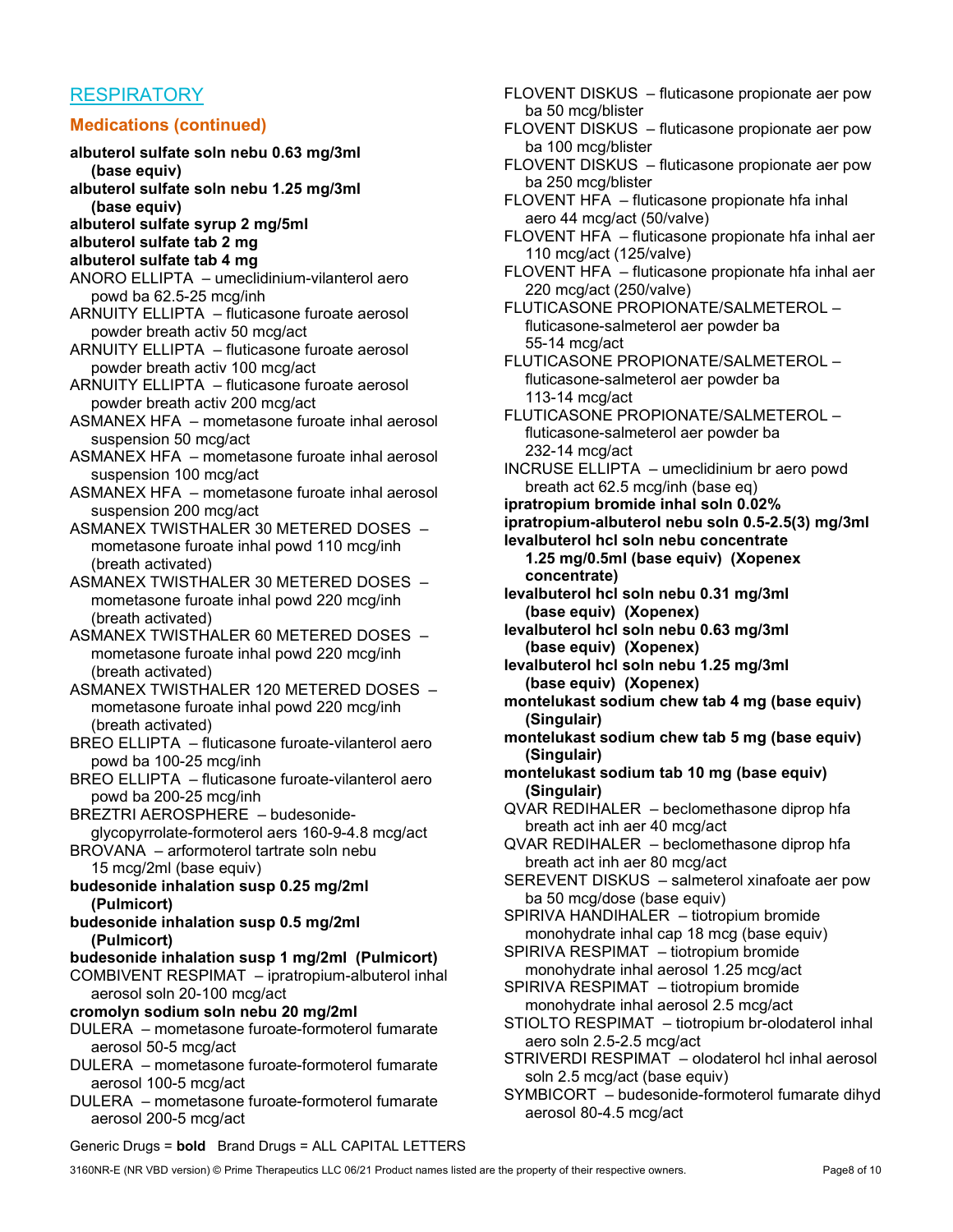## RESPIRATORY

### Medications (continued)

**albuterol sulfate soln nebu 0.63 mg/3ml (base equiv)**
**albuterol sulfate soln nebu 1.25 mg/3ml (base equiv)**
**albuterol sulfate syrup 2 mg/5ml**
**albuterol sulfate tab 2 mg**
**albuterol sulfate tab 4 mg**
ANORO ELLIPTA – umeclidinium-vilanterol aero powd ba 62.5-25 mcg/inh
ARNUITY ELLIPTA – fluticasone furoate aerosol powder breath activ 50 mcg/act
ARNUITY ELLIPTA – fluticasone furoate aerosol powder breath activ 100 mcg/act
ARNUITY ELLIPTA – fluticasone furoate aerosol powder breath activ 200 mcg/act
ASMANEX HFA – mometasone furoate inhal aerosol suspension 50 mcg/act
ASMANEX HFA – mometasone furoate inhal aerosol suspension 100 mcg/act
ASMANEX HFA – mometasone furoate inhal aerosol suspension 200 mcg/act
ASMANEX TWISTHALER 30 METERED DOSES – mometasone furoate inhal powd 110 mcg/inh (breath activated)
ASMANEX TWISTHALER 30 METERED DOSES – mometasone furoate inhal powd 220 mcg/inh (breath activated)
ASMANEX TWISTHALER 60 METERED DOSES – mometasone furoate inhal powd 220 mcg/inh (breath activated)
ASMANEX TWISTHALER 120 METERED DOSES – mometasone furoate inhal powd 220 mcg/inh (breath activated)
BREO ELLIPTA – fluticasone furoate-vilanterol aero powd ba 100-25 mcg/inh
BREO ELLIPTA – fluticasone furoate-vilanterol aero powd ba 200-25 mcg/inh
BREZTRI AEROSPHERE – budesonide-glycopyrrolate-formoterol aers 160-9-4.8 mcg/act
BROVANA – arformoterol tartrate soln nebu 15 mcg/2ml (base equiv)
**budesonide inhalation susp 0.25 mg/2ml (Pulmicort)**
**budesonide inhalation susp 0.5 mg/2ml (Pulmicort)**
**budesonide inhalation susp 1 mg/2ml (Pulmicort)**
COMBIVENT RESPIMAT – ipratropium-albuterol inhal aerosol soln 20-100 mcg/act
**cromolyn sodium soln nebu 20 mg/2ml**
DULERA – mometasone furoate-formoterol fumarate aerosol 50-5 mcg/act
DULERA – mometasone furoate-formoterol fumarate aerosol 100-5 mcg/act
DULERA – mometasone furoate-formoterol fumarate aerosol 200-5 mcg/act
FLOVENT DISKUS – fluticasone propionate aer pow ba 50 mcg/blister
FLOVENT DISKUS – fluticasone propionate aer pow ba 100 mcg/blister
FLOVENT DISKUS – fluticasone propionate aer pow ba 250 mcg/blister
FLOVENT HFA – fluticasone propionate hfa inhal aero 44 mcg/act (50/valve)
FLOVENT HFA – fluticasone propionate hfa inhal aer 110 mcg/act (125/valve)
FLOVENT HFA – fluticasone propionate hfa inhal aer 220 mcg/act (250/valve)
FLUTICASONE PROPIONATE/SALMETEROL – fluticasone-salmeterol aer powder ba 55-14 mcg/act
FLUTICASONE PROPIONATE/SALMETEROL – fluticasone-salmeterol aer powder ba 113-14 mcg/act
FLUTICASONE PROPIONATE/SALMETEROL – fluticasone-salmeterol aer powder ba 232-14 mcg/act
INCRUSE ELLIPTA – umeclidinium br aero powd breath act 62.5 mcg/inh (base eq)
**ipratropium bromide inhal soln 0.02%**
**ipratropium-albuterol nebu soln 0.5-2.5(3) mg/3ml**
**levalbuterol hcl soln nebu concentrate 1.25 mg/0.5ml (base equiv) (Xopenex concentrate)**
**levalbuterol hcl soln nebu 0.31 mg/3ml (base equiv) (Xopenex)**
**levalbuterol hcl soln nebu 0.63 mg/3ml (base equiv) (Xopenex)**
**levalbuterol hcl soln nebu 1.25 mg/3ml (base equiv) (Xopenex)**
**montelukast sodium chew tab 4 mg (base equiv) (Singulair)**
**montelukast sodium chew tab 5 mg (base equiv) (Singulair)**
**montelukast sodium tab 10 mg (base equiv) (Singulair)**
QVAR REDIHALER – beclomethasone diprop hfa breath act inh aer 40 mcg/act
QVAR REDIHALER – beclomethasone diprop hfa breath act inh aer 80 mcg/act
SEREVENT DISKUS – salmeterol xinafoate aer pow ba 50 mcg/dose (base equiv)
SPIRIVA HANDIHALER – tiotropium bromide monohydrate inhal cap 18 mcg (base equiv)
SPIRIVA RESPIMAT – tiotropium bromide monohydrate inhal aerosol 1.25 mcg/act
SPIRIVA RESPIMAT – tiotropium bromide monohydrate inhal aerosol 2.5 mcg/act
STIOLTO RESPIMAT – tiotropium br-olodaterol inhal aero soln 2.5-2.5 mcg/act
STRIVERDI RESPIMAT – olodaterol hcl inhal aerosol soln 2.5 mcg/act (base equiv)
SYMBICORT – budesonide-formoterol fumarate dihyd aerosol 80-4.5 mcg/act

Generic Drugs = **bold** Brand Drugs = ALL CAPITAL LETTERS

3160NR-E (NR VBD version) © Prime Therapeutics LLC 06/21 Product names listed are the property of their respective owners.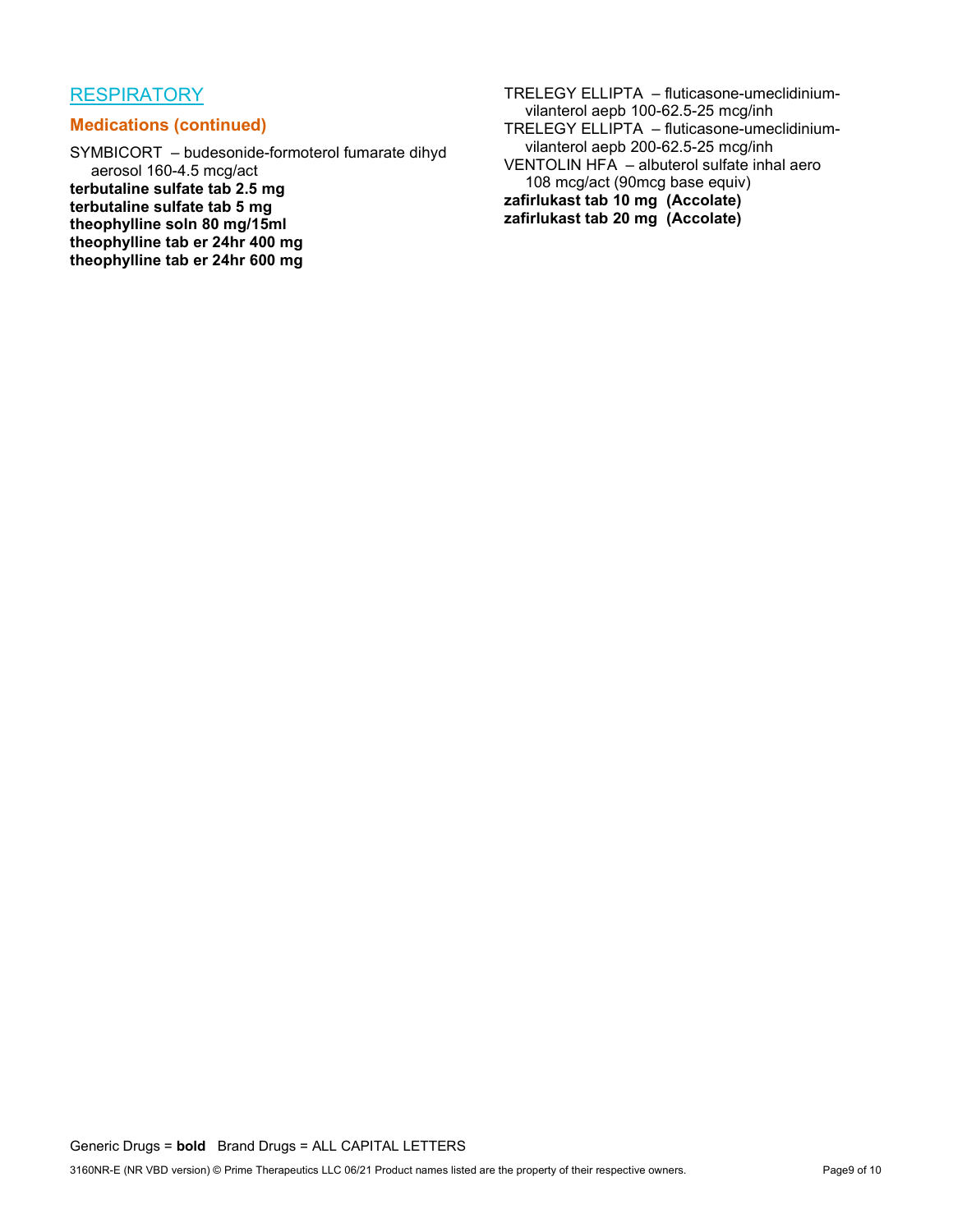## RESPIRATORY

### Medications (continued)

SYMBICORT – budesonide-formoterol fumarate dihyd aerosol 160-4.5 mcg/act
**terbutaline sulfate tab 2.5 mg**
**terbutaline sulfate tab 5 mg**
**theophylline soln 80 mg/15ml**
**theophylline tab er 24hr 400 mg**
**theophylline tab er 24hr 600 mg**
TRELEGY ELLIPTA – fluticasone-umeclidinium-vilanterol aepb 100-62.5-25 mcg/inh
TRELEGY ELLIPTA – fluticasone-umeclidinium-vilanterol aepb 200-62.5-25 mcg/inh
VENTOLIN HFA – albuterol sulfate inhal aero 108 mcg/act (90mcg base equiv)
**zafirlukast tab 10 mg (Accolate)**
**zafirlukast tab 20 mg (Accolate)**

Generic Drugs = **bold** Brand Drugs = ALL CAPITAL LETTERS

3160NR-E (NR VBD version) © Prime Therapeutics LLC 06/21 Product names listed are the property of their respective owners.